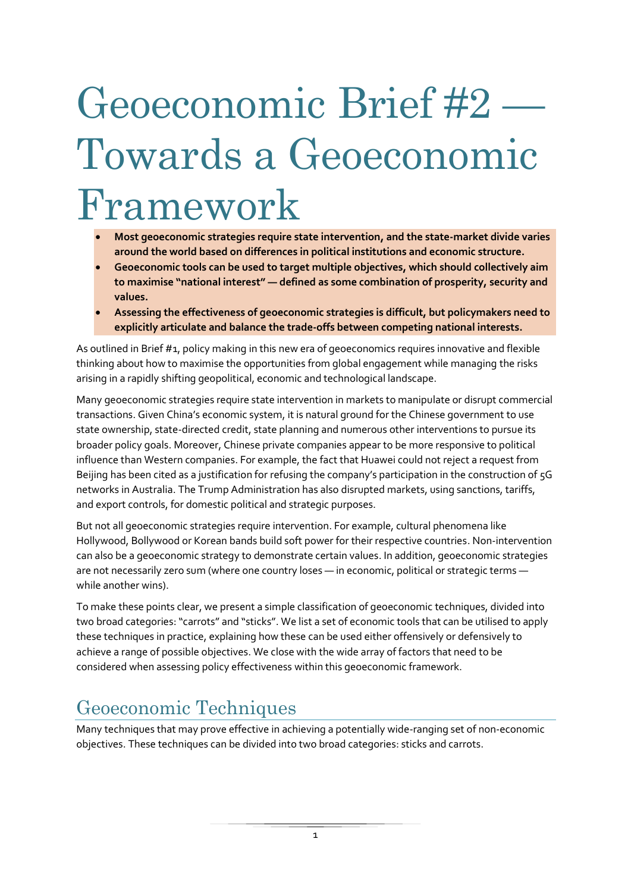# Geoeconomic Brief #2 — Towards a Geoeconomic Framework

- **Most geoeconomic strategies require state intervention, and the state-market divide varies around the world based on differences in political institutions and economic structure.**
- **Geoeconomic tools can be used to target multiple objectives, which should collectively aim to maximise "national interest" — defined as some combination of prosperity, security and values.**
- **Assessing the effectiveness of geoeconomic strategies is difficult, but policymakers need to explicitly articulate and balance the trade-offs between competing national interests.**

As outlined in Brief #1, policy making in this new era of geoeconomics requires innovative and flexible thinking about how to maximise the opportunities from global engagement while managing the risks arising in a rapidly shifting geopolitical, economic and technological landscape.

Many geoeconomic strategies require state intervention in markets to manipulate or disrupt commercial transactions. Given China's economic system, it is natural ground for the Chinese government to use state ownership, state-directed credit, state planning and numerous other interventions to pursue its broader policy goals. Moreover, Chinese private companies appear to be more responsive to political influence than Western companies. For example, the fact that Huawei could not reject a request from Beijing has been cited as a justification for refusing the company's participation in the construction of 5G networks in Australia. The Trump Administration has also disrupted markets, using sanctions, tariffs, and export controls, for domestic political and strategic purposes.

But not all geoeconomic strategies require intervention. For example, cultural phenomena like Hollywood, Bollywood or Korean bands build soft power for their respective countries. Non-intervention can also be a geoeconomic strategy to demonstrate certain values. In addition, geoeconomic strategies are not necessarily zero sum (where one country loses — in economic, political or strategic terms — while another wins).

To make these points clear, we present a simple classification of geoeconomic techniques, divided into two broad categories: "carrots" and "sticks". We list a set of economic tools that can be utilised to apply these techniques in practice, explaining how these can be used either offensively or defensively to achieve a range of possible objectives. We close with the wide array of factors that need to be considered when assessing policy effectiveness within this geoeconomic framework.

## Geoeconomic Techniques

Many techniques that may prove effective in achieving a potentially wide-ranging set of non-economic objectives. These techniques can be divided into two broad categories: sticks and carrots.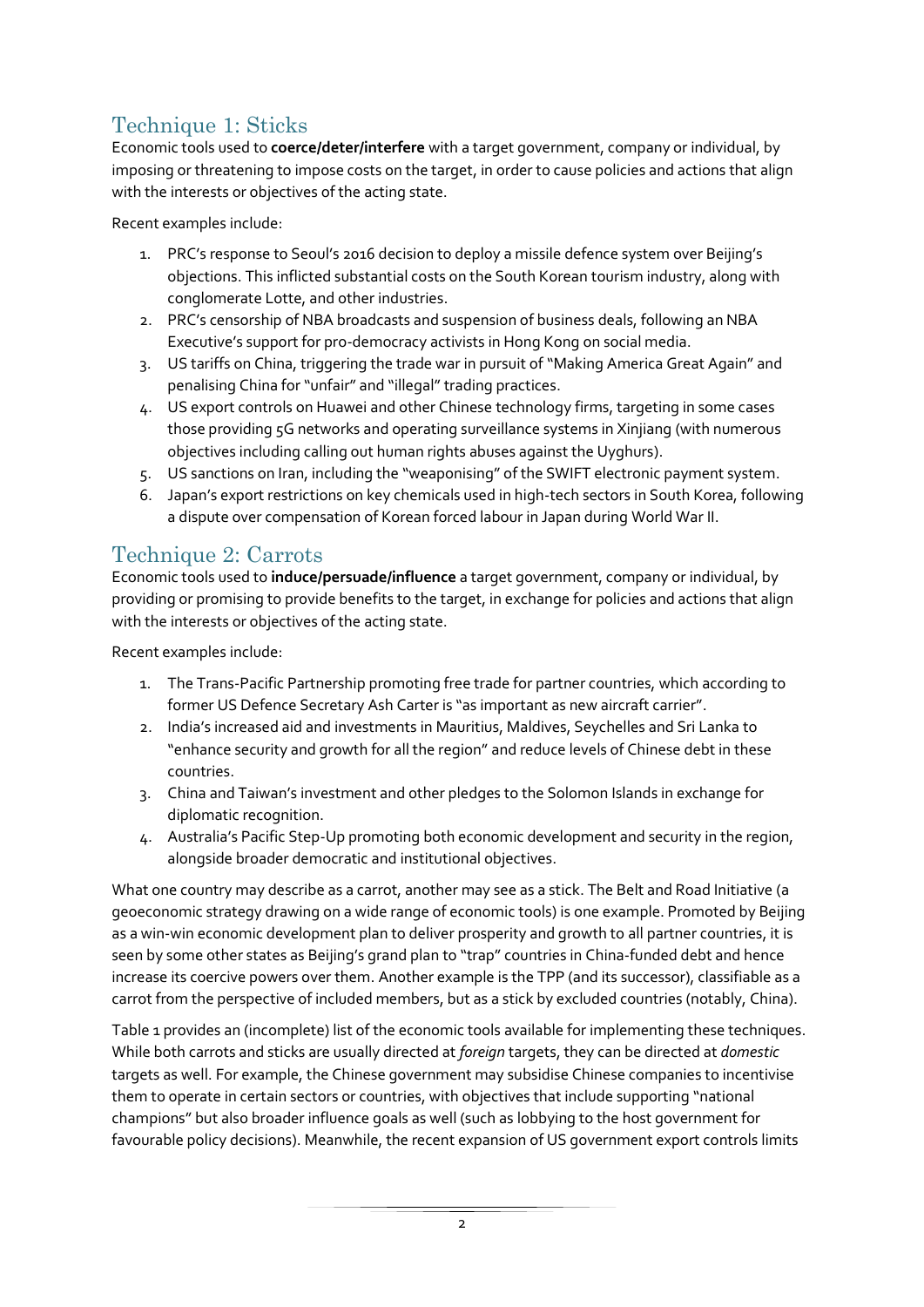## Technique 1: Sticks

Economic tools used to **coerce/deter/interfere** with a target government, company or individual, by imposing or threatening to impose costs on the target, in order to cause policies and actions that align with the interests or objectives of the acting state.

Recent examples include:

1. PRC's response to Seoul's 2016 decision to deploy a missile defence system over Beijing's objections. This inflicted substantial costs on the South Korean tourism industry, along with conglomerate Lotte, and other industries.
2. PRC's censorship of NBA broadcasts and suspension of business deals, following an NBA Executive's support for pro-democracy activists in Hong Kong on social media.
3. US tariffs on China, triggering the trade war in pursuit of "Making America Great Again" and penalising China for "unfair" and "illegal" trading practices.
4. US export controls on Huawei and other Chinese technology firms, targeting in some cases those providing 5G networks and operating surveillance systems in Xinjiang (with numerous objectives including calling out human rights abuses against the Uyghurs).
5. US sanctions on Iran, including the "weaponising" of the SWIFT electronic payment system.
6. Japan's export restrictions on key chemicals used in high-tech sectors in South Korea, following a dispute over compensation of Korean forced labour in Japan during World War II.

## Technique 2: Carrots

Economic tools used to **induce/persuade/influence** a target government, company or individual, by providing or promising to provide benefits to the target, in exchange for policies and actions that align with the interests or objectives of the acting state.

Recent examples include:

1. The Trans-Pacific Partnership promoting free trade for partner countries, which according to former US Defence Secretary Ash Carter is "as important as new aircraft carrier".
2. India's increased aid and investments in Mauritius, Maldives, Seychelles and Sri Lanka to "enhance security and growth for all the region" and reduce levels of Chinese debt in these countries.
3. China and Taiwan's investment and other pledges to the Solomon Islands in exchange for diplomatic recognition.
4. Australia's Pacific Step-Up promoting both economic development and security in the region, alongside broader democratic and institutional objectives.

What one country may describe as a carrot, another may see as a stick. The Belt and Road Initiative (a geoeconomic strategy drawing on a wide range of economic tools) is one example. Promoted by Beijing as a win-win economic development plan to deliver prosperity and growth to all partner countries, it is seen by some other states as Beijing's grand plan to "trap" countries in China-funded debt and hence increase its coercive powers over them. Another example is the TPP (and its successor), classifiable as a carrot from the perspective of included members, but as a stick by excluded countries (notably, China).

Table 1 provides an (incomplete) list of the economic tools available for implementing these techniques. While both carrots and sticks are usually directed at *foreign* targets, they can be directed at *domestic* targets as well. For example, the Chinese government may subsidise Chinese companies to incentivise them to operate in certain sectors or countries, with objectives that include supporting "national champions" but also broader influence goals as well (such as lobbying to the host government for favourable policy decisions). Meanwhile, the recent expansion of US government export controls limits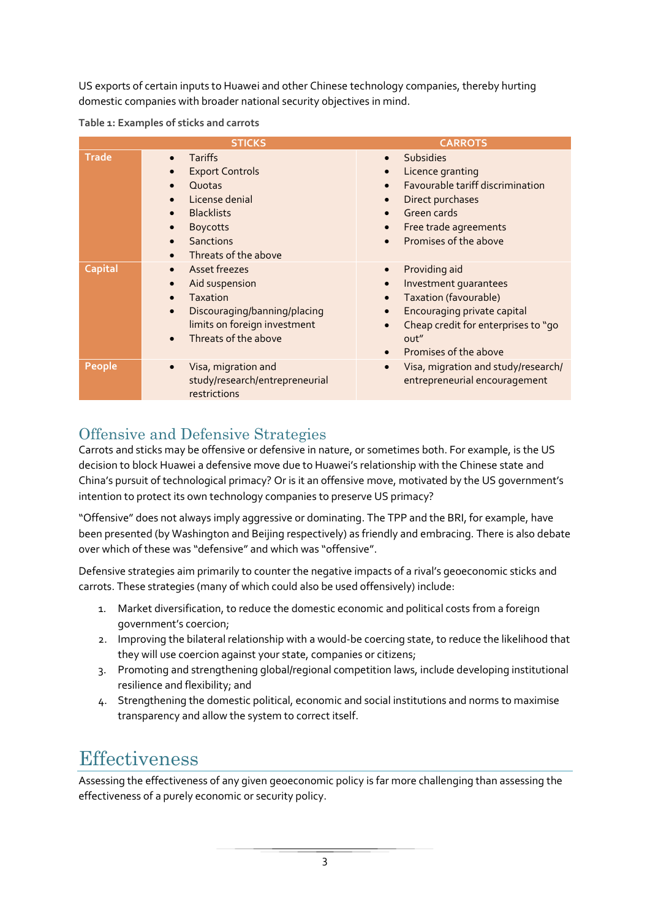US exports of certain inputs to Huawei and other Chinese technology companies, thereby hurting domestic companies with broader national security objectives in mind.

**Table 1: Examples of sticks and carrots**

| | STICKS | CARROTS |
|---|---|---|
| **Trade** | • Tariffs<br>• Export Controls<br>• Quotas<br>• License denial<br>• Blacklists<br>• Boycotts<br>• Sanctions<br>• Threats of the above | • Subsidies<br>• Licence granting<br>• Favourable tariff discrimination<br>• Direct purchases<br>• Green cards<br>• Free trade agreements<br>• Promises of the above |
| **Capital** | • Asset freezes<br>• Aid suspension<br>• Taxation<br>• Discouraging/banning/placing limits on foreign investment<br>• Threats of the above | • Providing aid<br>• Investment guarantees<br>• Taxation (favourable)<br>• Encouraging private capital<br>• Cheap credit for enterprises to "go out"<br>• Promises of the above |
| **People** | • Visa, migration and study/research/entrepreneurial restrictions | • Visa, migration and study/research/ entrepreneurial encouragement |

## Offensive and Defensive Strategies

Carrots and sticks may be offensive or defensive in nature, or sometimes both. For example, is the US decision to block Huawei a defensive move due to Huawei's relationship with the Chinese state and China's pursuit of technological primacy? Or is it an offensive move, motivated by the US government's intention to protect its own technology companies to preserve US primacy?

"Offensive" does not always imply aggressive or dominating. The TPP and the BRI, for example, have been presented (by Washington and Beijing respectively) as friendly and embracing. There is also debate over which of these was "defensive" and which was "offensive".

Defensive strategies aim primarily to counter the negative impacts of a rival's geoeconomic sticks and carrots. These strategies (many of which could also be used offensively) include:

1. Market diversification, to reduce the domestic economic and political costs from a foreign government's coercion;
2. Improving the bilateral relationship with a would-be coercing state, to reduce the likelihood that they will use coercion against your state, companies or citizens;
3. Promoting and strengthening global/regional competition laws, include developing institutional resilience and flexibility; and
4. Strengthening the domestic political, economic and social institutions and norms to maximise transparency and allow the system to correct itself.

# Effectiveness

Assessing the effectiveness of any given geoeconomic policy is far more challenging than assessing the effectiveness of a purely economic or security policy.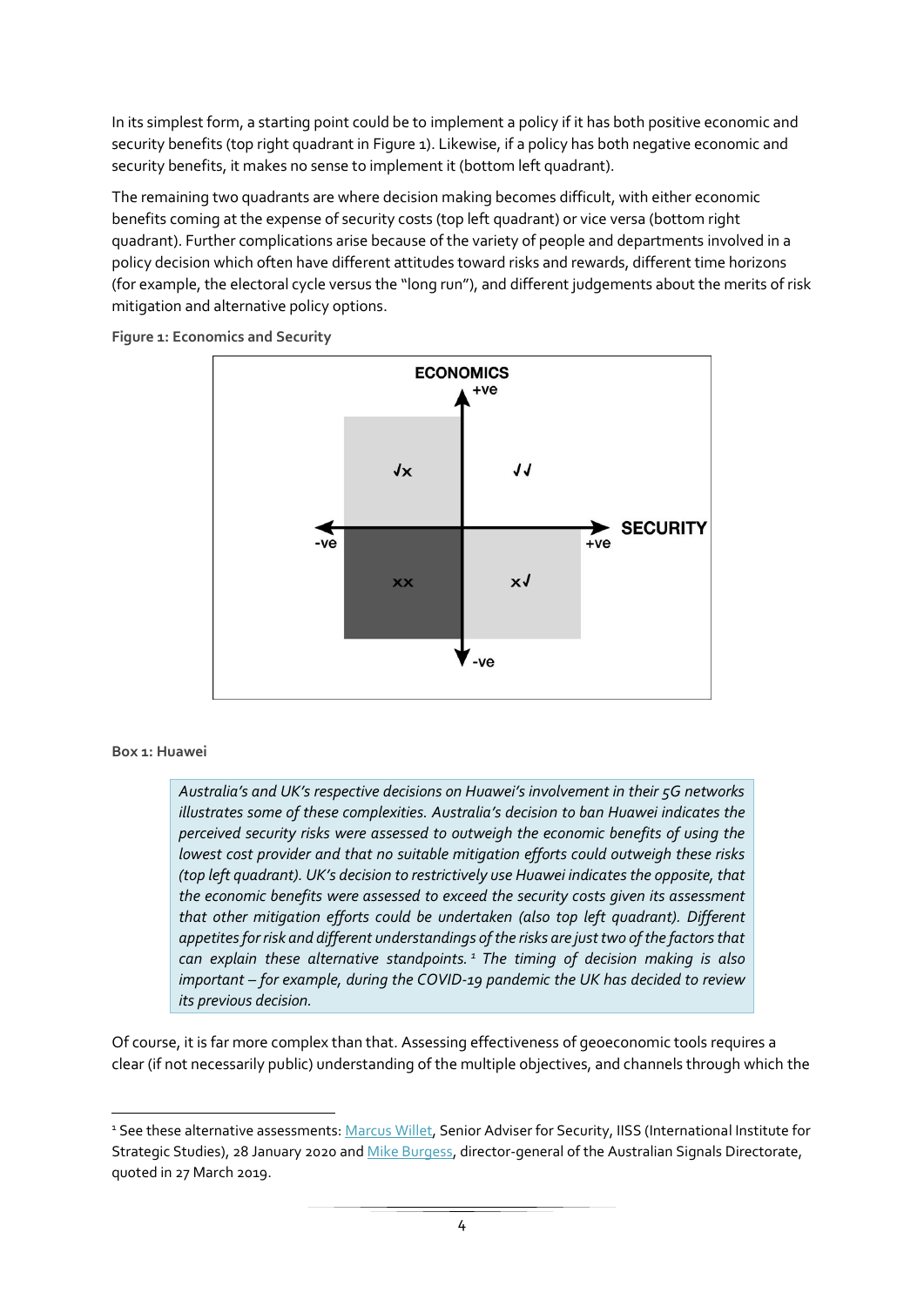In its simplest form, a starting point could be to implement a policy if it has both positive economic and security benefits (top right quadrant in Figure 1). Likewise, if a policy has both negative economic and security benefits, it makes no sense to implement it (bottom left quadrant).

The remaining two quadrants are where decision making becomes difficult, with either economic benefits coming at the expense of security costs (top left quadrant) or vice versa (bottom right quadrant). Further complications arise because of the variety of people and departments involved in a policy decision which often have different attitudes toward risks and rewards, different time horizons (for example, the electoral cycle versus the "long run"), and different judgements about the merits of risk mitigation and alternative policy options.

**Figure 1: Economics and Security**

**Box 1: Huawei**

> *Australia's and UK's respective decisions on Huawei's involvement in their 5G networks illustrates some of these complexities. Australia's decision to ban Huawei indicates the perceived security risks were assessed to outweigh the economic benefits of using the lowest cost provider and that no suitable mitigation efforts could outweigh these risks (top left quadrant). UK's decision to restrictively use Huawei indicates the opposite, that the economic benefits were assessed to exceed the security costs given its assessment that other mitigation efforts could be undertaken (also top left quadrant). Different appetites for risk and different understandings of the risks are just two of the factors that can explain these alternative standpoints.[1] The timing of decision making is also important – for example, during the COVID-19 pandemic the UK has decided to review its previous decision.*

Of course, it is far more complex than that. Assessing effectiveness of geoeconomic tools requires a clear (if not necessarily public) understanding of the multiple objectives, and channels through which the

---

[1] See these alternative assessments: Marcus Willet, Senior Adviser for Security, IISS (International Institute for Strategic Studies), 28 January 2020 and Mike Burgess, director-general of the Australian Signals Directorate, quoted in 27 March 2019.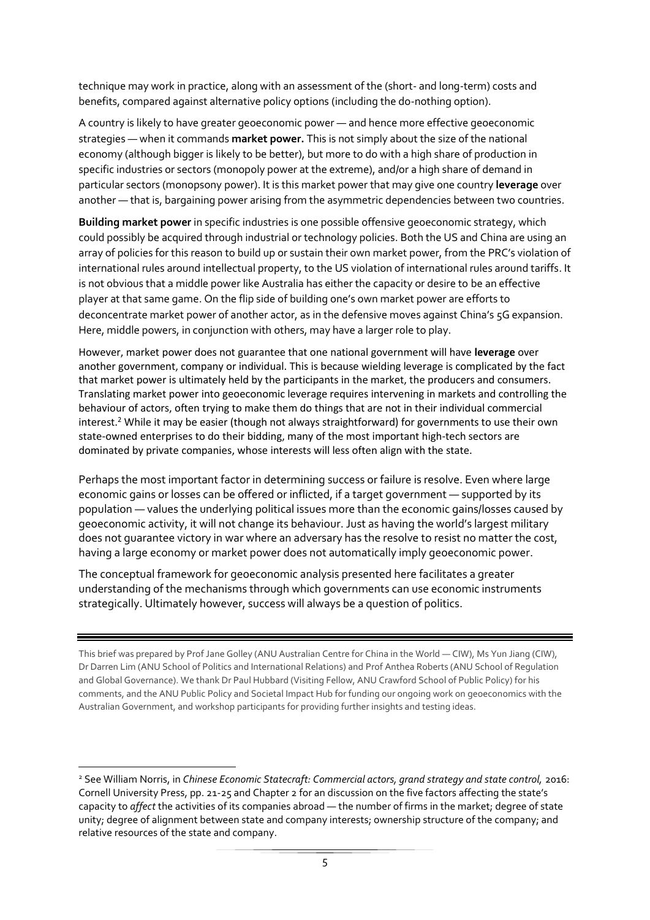technique may work in practice, along with an assessment of the (short- and long-term) costs and benefits, compared against alternative policy options (including the do-nothing option).

A country is likely to have greater geoeconomic power — and hence more effective geoeconomic strategies — when it commands **market power.** This is not simply about the size of the national economy (although bigger is likely to be better), but more to do with a high share of production in specific industries or sectors (monopoly power at the extreme), and/or a high share of demand in particular sectors (monopsony power). It is this market power that may give one country **leverage** over another — that is, bargaining power arising from the asymmetric dependencies between two countries.

**Building market power** in specific industries is one possible offensive geoeconomic strategy, which could possibly be acquired through industrial or technology policies. Both the US and China are using an array of policies for this reason to build up or sustain their own market power, from the PRC's violation of international rules around intellectual property, to the US violation of international rules around tariffs. It is not obvious that a middle power like Australia has either the capacity or desire to be an effective player at that same game. On the flip side of building one's own market power are efforts to deconcentrate market power of another actor, as in the defensive moves against China's 5G expansion. Here, middle powers, in conjunction with others, may have a larger role to play.

However, market power does not guarantee that one national government will have **leverage** over another government, company or individual. This is because wielding leverage is complicated by the fact that market power is ultimately held by the participants in the market, the producers and consumers. Translating market power into geoeconomic leverage requires intervening in markets and controlling the behaviour of actors, often trying to make them do things that are not in their individual commercial interest.[2] While it may be easier (though not always straightforward) for governments to use their own state-owned enterprises to do their bidding, many of the most important high-tech sectors are dominated by private companies, whose interests will less often align with the state.

Perhaps the most important factor in determining success or failure is resolve. Even where large economic gains or losses can be offered or inflicted, if a target government — supported by its population — values the underlying political issues more than the economic gains/losses caused by geoeconomic activity, it will not change its behaviour. Just as having the world's largest military does not guarantee victory in war where an adversary has the resolve to resist no matter the cost, having a large economy or market power does not automatically imply geoeconomic power.

The conceptual framework for geoeconomic analysis presented here facilitates a greater understanding of the mechanisms through which governments can use economic instruments strategically. Ultimately however, success will always be a question of politics.

---

This brief was prepared by Prof Jane Golley (ANU Australian Centre for China in the World — CIW), Ms Yun Jiang (CIW), Dr Darren Lim (ANU School of Politics and International Relations) and Prof Anthea Roberts (ANU School of Regulation and Global Governance). We thank Dr Paul Hubbard (Visiting Fellow, ANU Crawford School of Public Policy) for his comments, and the ANU Public Policy and Societal Impact Hub for funding our ongoing work on geoeconomics with the Australian Government, and workshop participants for providing further insights and testing ideas.

---

[2] See William Norris, in *Chinese Economic Statecraft: Commercial actors, grand strategy and state control*, 2016: Cornell University Press, pp. 21-25 and Chapter 2 for an discussion on the five factors affecting the state's capacity to *affect* the activities of its companies abroad — the number of firms in the market; degree of state unity; degree of alignment between state and company interests; ownership structure of the company; and relative resources of the state and company.